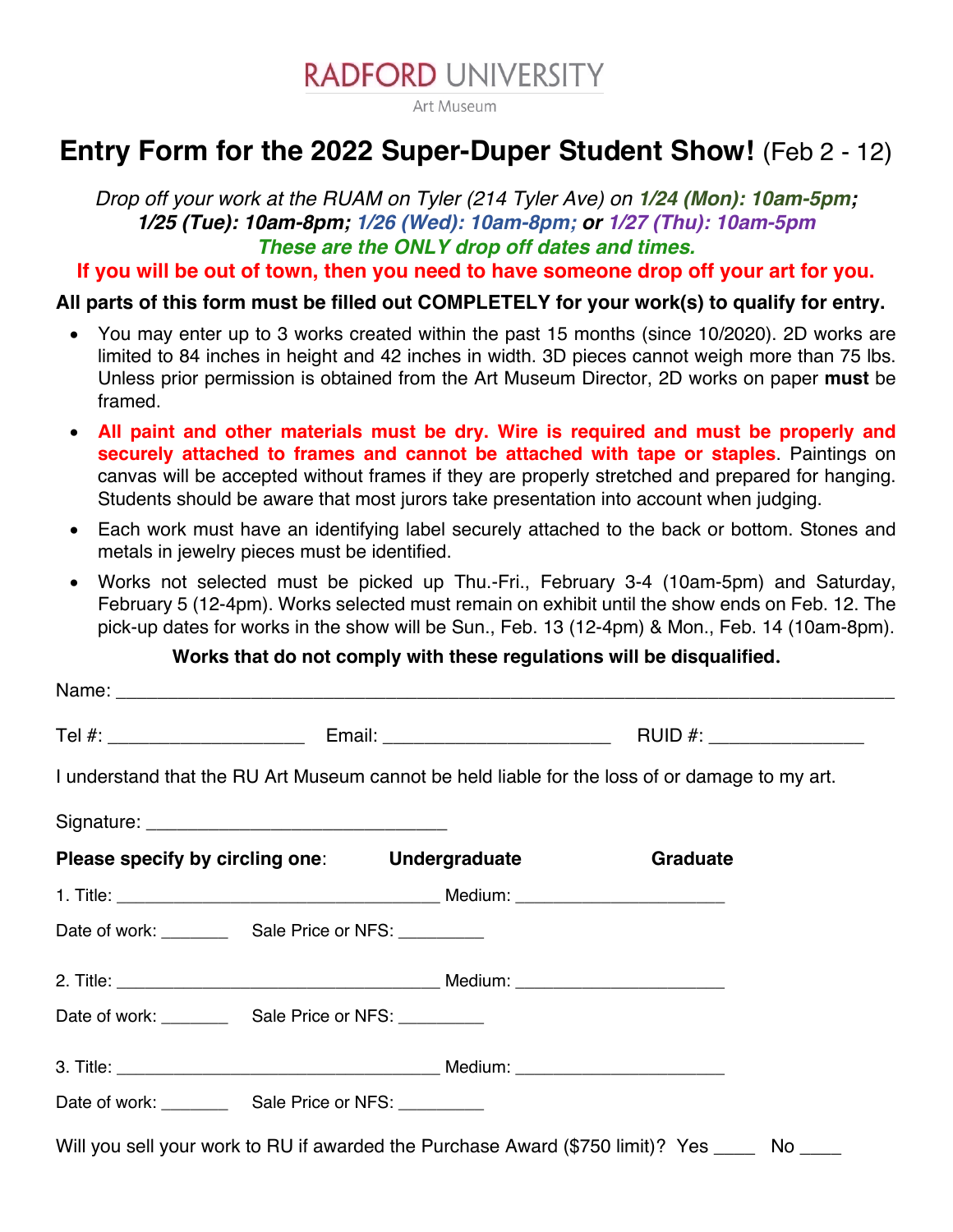RADFORD UNIVERSITY

Art Museum

# Entry Form for the 2022 Super-Duper Student Show! (Feb 2 - 12)

*Drop off your work at the RUAM on Tyler (214 Tyler Ave) on **1/24 (Mon): 10am-5pm; 1/25 (Tue): 10am-8pm; 1/26 (Wed): 10am-8pm; or 1/27 (Thu): 10am-5pm***

***These are the ONLY drop off dates and times.***

**If you will be out of town, then you need to have someone drop off your art for you.**

**All parts of this form must be filled out COMPLETELY for your work(s) to qualify for entry.**

- You may enter up to 3 works created within the past 15 months (since 10/2020). 2D works are limited to 84 inches in height and 42 inches in width. 3D pieces cannot weigh more than 75 lbs. Unless prior permission is obtained from the Art Museum Director, 2D works on paper **must** be framed.
- **All paint and other materials must be dry. Wire is required and must be properly and securely attached to frames and cannot be attached with tape or staples**. Paintings on canvas will be accepted without frames if they are properly stretched and prepared for hanging. Students should be aware that most jurors take presentation into account when judging.
- Each work must have an identifying label securely attached to the back or bottom. Stones and metals in jewelry pieces must be identified.
- Works not selected must be picked up Thu.-Fri., February 3-4 (10am-5pm) and Saturday, February 5 (12-4pm). Works selected must remain on exhibit until the show ends on Feb. 12. The pick-up dates for works in the show will be Sun., Feb. 13 (12-4pm) & Mon., Feb. 14 (10am-8pm).

**Works that do not comply with these regulations will be disqualified.**

Name: ______________________________________________________________________

Tel #: ___________________ Email: _____________________ RUID #: ______________

I understand that the RU Art Museum cannot be held liable for the loss of or damage to my art.

Signature: ____________________________

**Please specify by circling one**: **Undergraduate** **Graduate**

1. Title: ________________________________ Medium: ____________________

Date of work: _______ Sale Price or NFS: _________

2. Title: ________________________________ Medium: ____________________

Date of work: _______ Sale Price or NFS: _________

3. Title: ________________________________ Medium: ____________________

Date of work: _______ Sale Price or NFS: _________

Will you sell your work to RU if awarded the Purchase Award ($750 limit)? Yes ____ No ____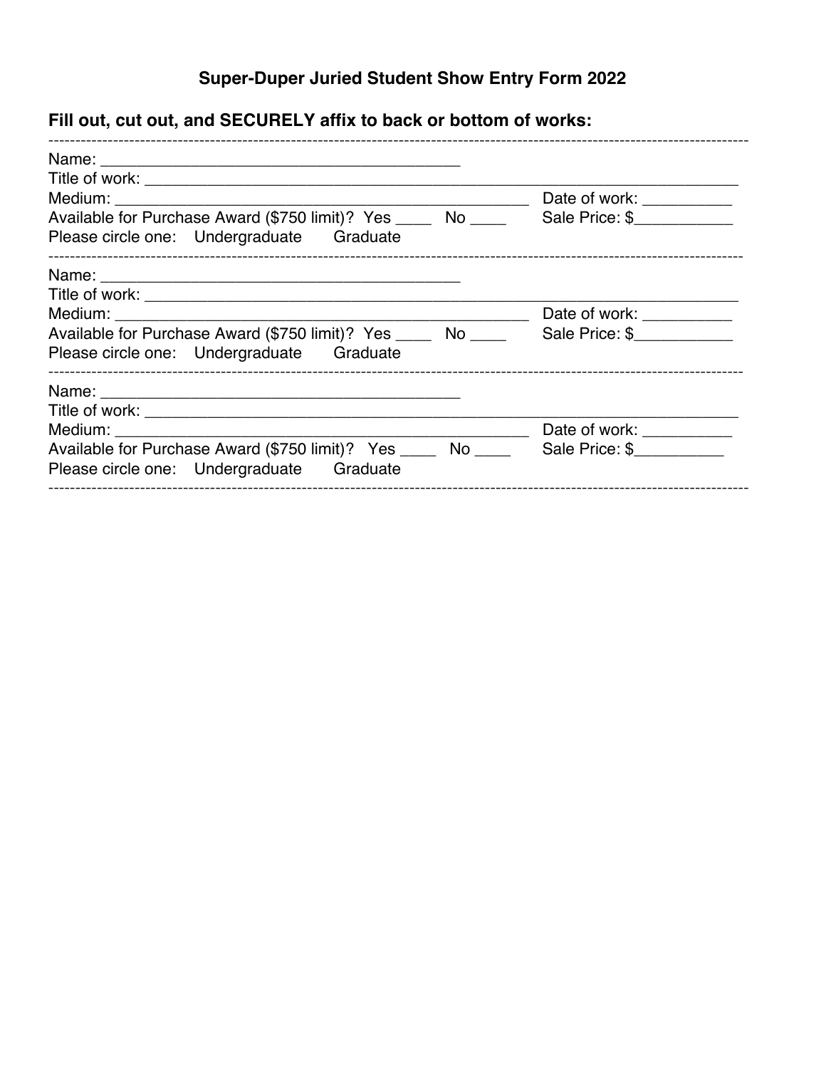### Super-Duper Juried Student Show Entry Form 2022

**Fill out, cut out, and SECURELY affix to back or bottom of works:**

---

Name: ________________________________________
Title of work: ______________________________________________________________________
Medium: ______________________________________________ Date of work: __________
Available for Purchase Award ($750 limit)? Yes ____ No ____ Sale Price: $___________
Please circle one: Undergraduate Graduate

---

Name: ________________________________________
Title of work: ______________________________________________________________________
Medium: ______________________________________________ Date of work: __________
Available for Purchase Award ($750 limit)? Yes ____ No ____ Sale Price: $___________
Please circle one: Undergraduate Graduate

---

Name: ________________________________________
Title of work: ______________________________________________________________________
Medium: ______________________________________________ Date of work: __________
Available for Purchase Award ($750 limit)? Yes ____ No ____ Sale Price: $__________
Please circle one: Undergraduate Graduate

---